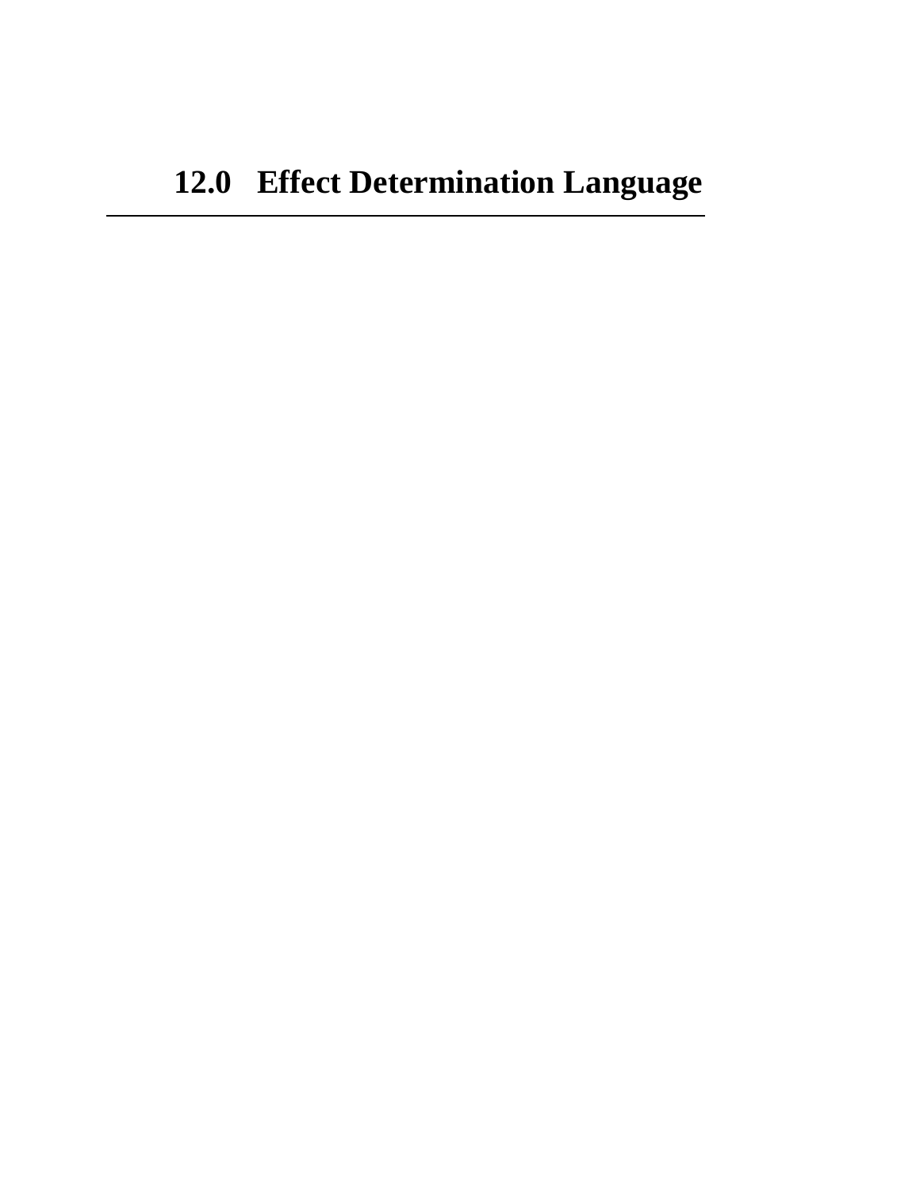# 12.0 Effect Determination Language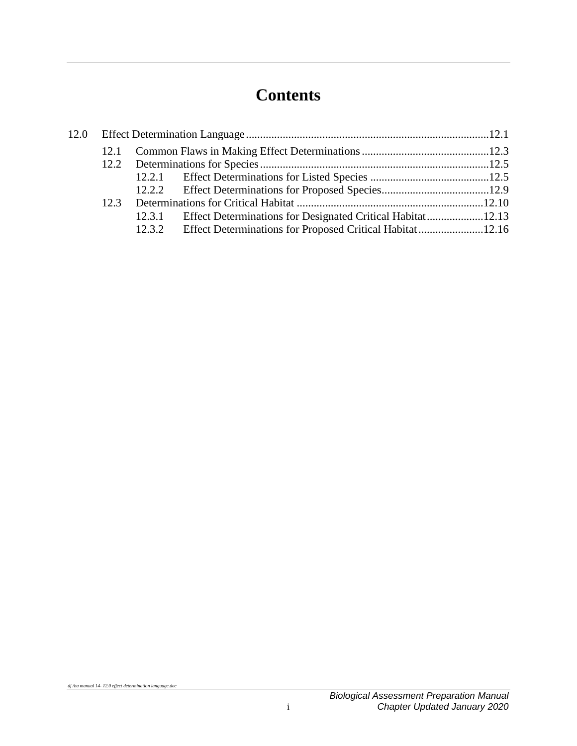# Contents

12.0 Effect Determination Language ....................................................................................12.1

- 12.1 Common Flaws in Making Effect Determinations .............................................12.3
- 12.2 Determinations for Species .................................................................................12.5
  - 12.2.1 Effect Determinations for Listed Species ..........................................12.5
  - 12.2.2 Effect Determinations for Proposed Species......................................12.9
- 12.3 Determinations for Critical Habitat .................................................................12.10
  - 12.3.1 Effect Determinations for Designated Critical Habitat....................12.13
  - 12.3.2 Effect Determinations for Proposed Critical Habitat.......................12.16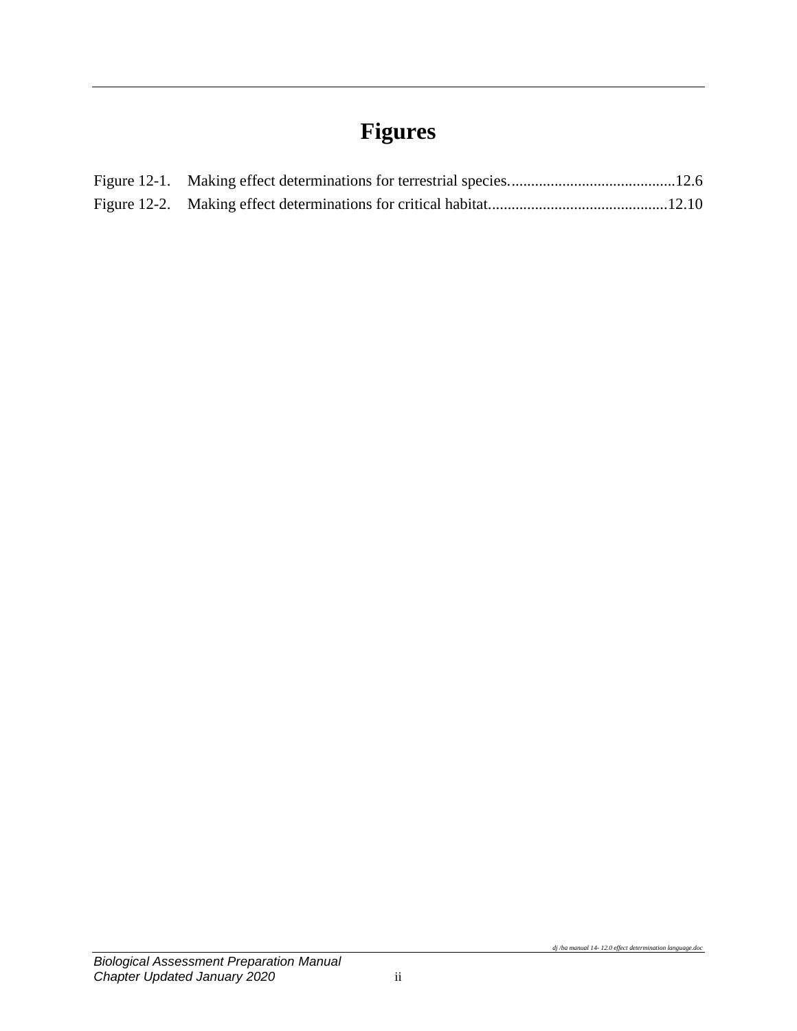# Figures

Figure 12-1. Making effect determinations for terrestrial species............................................12.6

Figure 12-2. Making effect determinations for critical habitat.............................................12.10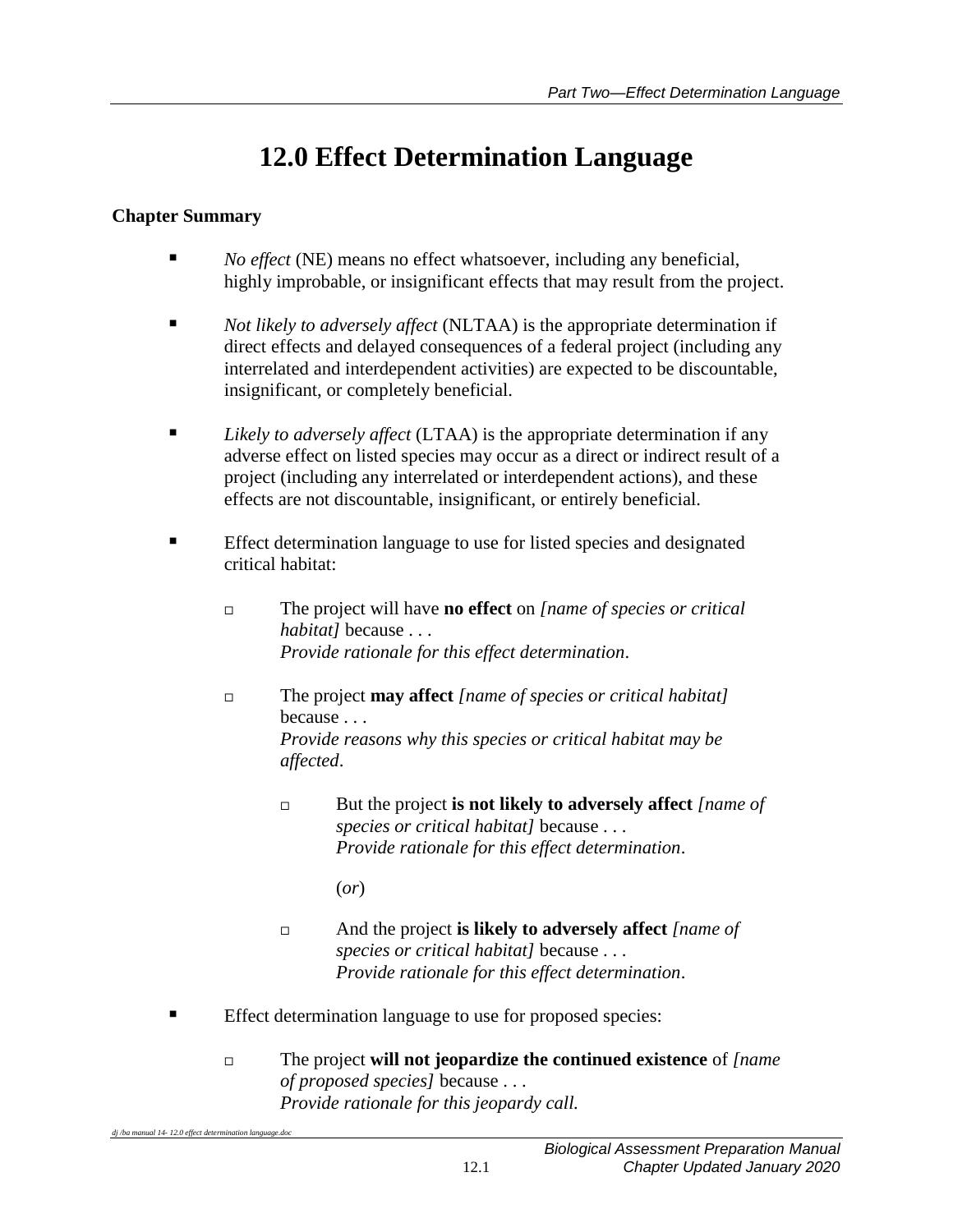# 12.0 Effect Determination Language

**Chapter Summary**

- *No effect* (NE) means no effect whatsoever, including any beneficial, highly improbable, or insignificant effects that may result from the project.

- *Not likely to adversely affect* (NLTAA) is the appropriate determination if direct effects and delayed consequences of a federal project (including any interrelated and interdependent activities) are expected to be discountable, insignificant, or completely beneficial.

- *Likely to adversely affect* (LTAA) is the appropriate determination if any adverse effect on listed species may occur as a direct or indirect result of a project (including any interrelated or interdependent actions), and these effects are not discountable, insignificant, or entirely beneficial.

- Effect determination language to use for listed species and designated critical habitat:

    - The project will have **no effect** on *[name of species or critical habitat]* because . . .
      *Provide rationale for this effect determination*.

    - The project **may affect** *[name of species or critical habitat]* because . . .
      *Provide reasons why this species or critical habitat may be affected*.

        - But the project **is not likely to adversely affect** *[name of species or critical habitat]* because . . .
          *Provide rationale for this effect determination*.

          (*or*)

        - And the project **is likely to adversely affect** *[name of species or critical habitat]* because . . .
          *Provide rationale for this effect determination*.

- Effect determination language to use for proposed species:

    - The project **will not jeopardize the continued existence** of *[name of proposed species]* because . . .
      *Provide rationale for this jeopardy call.*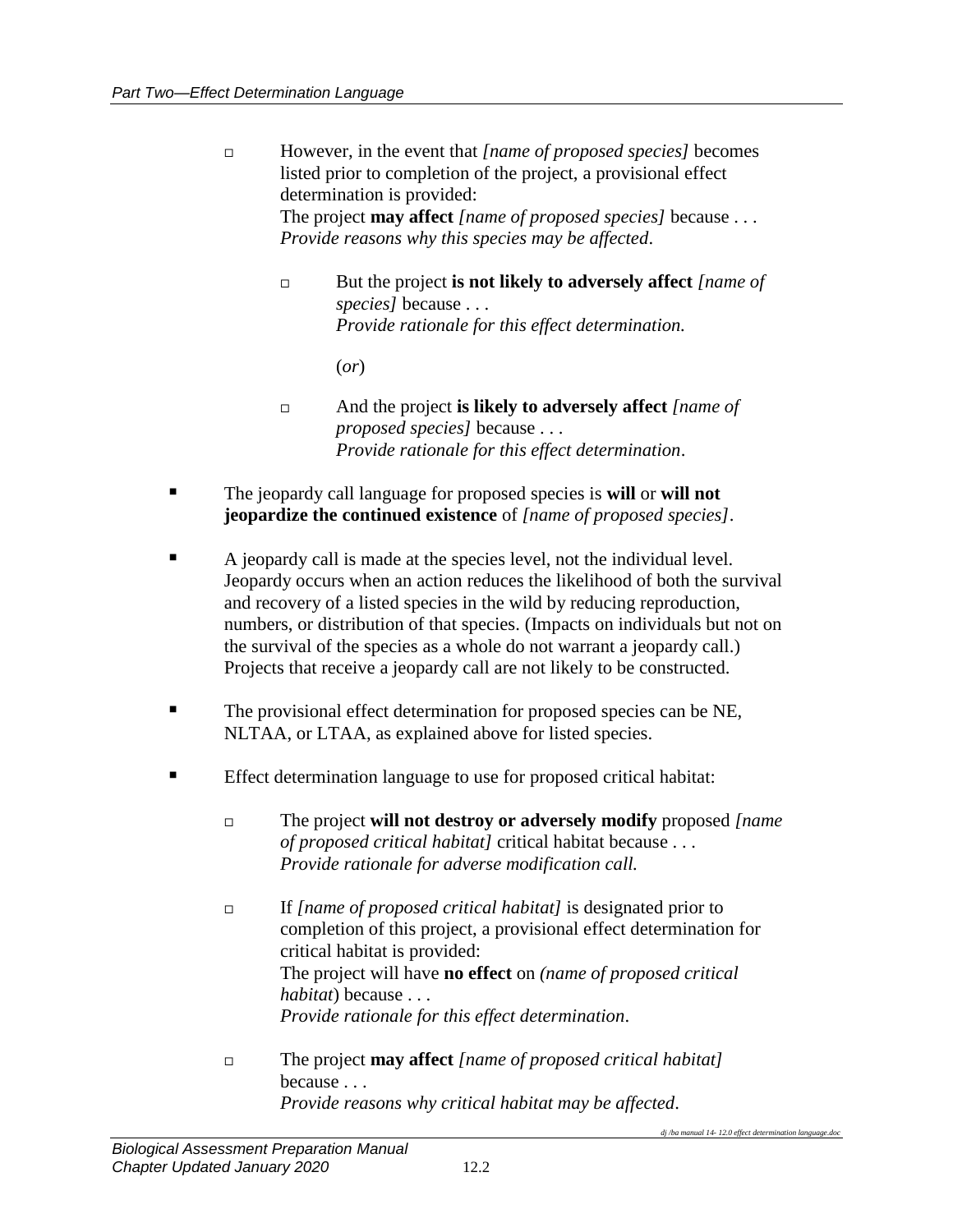- However, in the event that *[name of proposed species]* becomes listed prior to completion of the project, a provisional effect determination is provided:
  The project **may affect** *[name of proposed species]* because . . .
  *Provide reasons why this species may be affected*.

  - But the project **is not likely to adversely affect** *[name of species]* because . . .
    *Provide rationale for this effect determination.*

    (*or*)

  - And the project **is likely to adversely affect** *[name of proposed species]* because . . .
    *Provide rationale for this effect determination*.

- The jeopardy call language for proposed species is **will** or **will not jeopardize the continued existence** of *[name of proposed species]*.

- A jeopardy call is made at the species level, not the individual level. Jeopardy occurs when an action reduces the likelihood of both the survival and recovery of a listed species in the wild by reducing reproduction, numbers, or distribution of that species. (Impacts on individuals but not on the survival of the species as a whole do not warrant a jeopardy call.) Projects that receive a jeopardy call are not likely to be constructed.

- The provisional effect determination for proposed species can be NE, NLTAA, or LTAA, as explained above for listed species.

- Effect determination language to use for proposed critical habitat:

  - The project **will not destroy or adversely modify** proposed *[name of proposed critical habitat]* critical habitat because . . .
    *Provide rationale for adverse modification call.*

  - If *[name of proposed critical habitat]* is designated prior to completion of this project, a provisional effect determination for critical habitat is provided:
    The project will have **no effect** on *(name of proposed critical habitat*) because . . .
    *Provide rationale for this effect determination*.

  - The project **may affect** *[name of proposed critical habitat]* because . . .
    *Provide reasons why critical habitat may be affected*.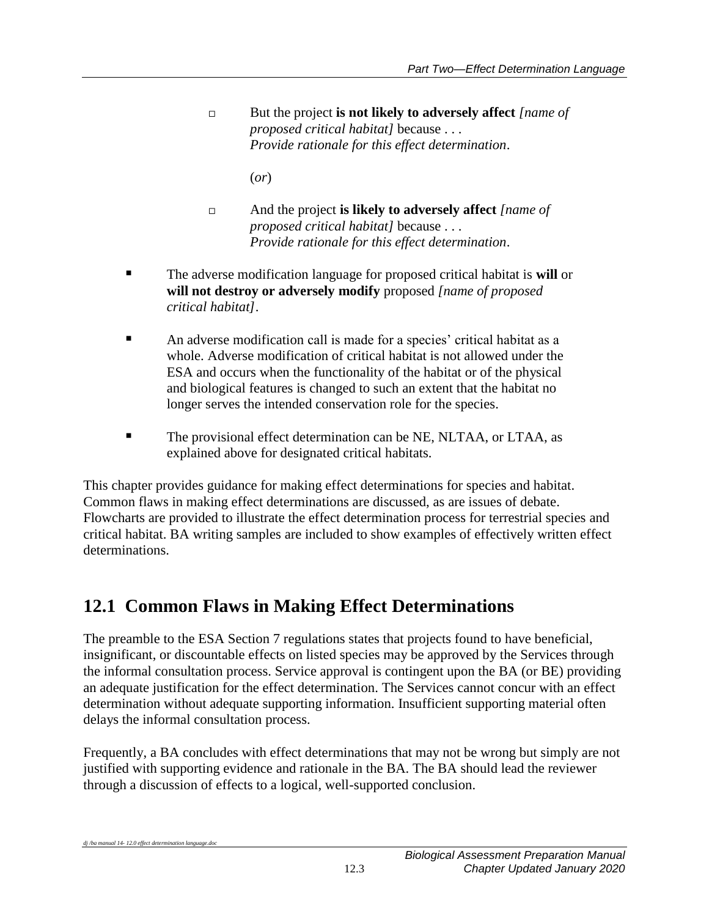- But the project **is not likely to adversely affect** *[name of proposed critical habitat]* because . . . *Provide rationale for this effect determination*.

  (*or*)

- And the project **is likely to adversely affect** *[name of proposed critical habitat]* because . . . *Provide rationale for this effect determination*.

- The adverse modification language for proposed critical habitat is **will** or **will not destroy or adversely modify** proposed *[name of proposed critical habitat]*.

- An adverse modification call is made for a species' critical habitat as a whole. Adverse modification of critical habitat is not allowed under the ESA and occurs when the functionality of the habitat or of the physical and biological features is changed to such an extent that the habitat no longer serves the intended conservation role for the species.

- The provisional effect determination can be NE, NLTAA, or LTAA, as explained above for designated critical habitats.

This chapter provides guidance for making effect determinations for species and habitat. Common flaws in making effect determinations are discussed, as are issues of debate. Flowcharts are provided to illustrate the effect determination process for terrestrial species and critical habitat. BA writing samples are included to show examples of effectively written effect determinations.

## 12.1 Common Flaws in Making Effect Determinations

The preamble to the ESA Section 7 regulations states that projects found to have beneficial, insignificant, or discountable effects on listed species may be approved by the Services through the informal consultation process. Service approval is contingent upon the BA (or BE) providing an adequate justification for the effect determination. The Services cannot concur with an effect determination without adequate supporting information. Insufficient supporting material often delays the informal consultation process.

Frequently, a BA concludes with effect determinations that may not be wrong but simply are not justified with supporting evidence and rationale in the BA. The BA should lead the reviewer through a discussion of effects to a logical, well-supported conclusion.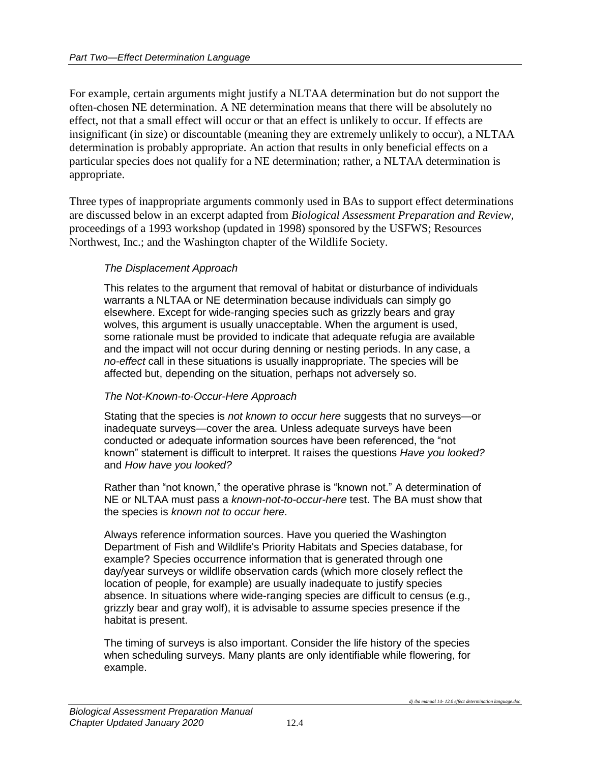For example, certain arguments might justify a NLTAA determination but do not support the often-chosen NE determination. A NE determination means that there will be absolutely no effect, not that a small effect will occur or that an effect is unlikely to occur. If effects are insignificant (in size) or discountable (meaning they are extremely unlikely to occur), a NLTAA determination is probably appropriate. An action that results in only beneficial effects on a particular species does not qualify for a NE determination; rather, a NLTAA determination is appropriate.

Three types of inappropriate arguments commonly used in BAs to support effect determinations are discussed below in an excerpt adapted from *Biological Assessment Preparation and Review*, proceedings of a 1993 workshop (updated in 1998) sponsored by the USFWS; Resources Northwest, Inc.; and the Washington chapter of the Wildlife Society.

> *The Displacement Approach*
>
> This relates to the argument that removal of habitat or disturbance of individuals warrants a NLTAA or NE determination because individuals can simply go elsewhere. Except for wide-ranging species such as grizzly bears and gray wolves, this argument is usually unacceptable. When the argument is used, some rationale must be provided to indicate that adequate refugia are available and the impact will not occur during denning or nesting periods. In any case, a *no-effect* call in these situations is usually inappropriate. The species will be affected but, depending on the situation, perhaps not adversely so.
>
> *The Not-Known-to-Occur-Here Approach*
>
> Stating that the species is *not known to occur here* suggests that no surveys—or inadequate surveys—cover the area. Unless adequate surveys have been conducted or adequate information sources have been referenced, the "not known" statement is difficult to interpret. It raises the questions *Have you looked?* and *How have you looked?*
>
> Rather than "not known," the operative phrase is "known not." A determination of NE or NLTAA must pass a *known-not-to-occur-here* test. The BA must show that the species is *known not to occur here*.
>
> Always reference information sources. Have you queried the Washington Department of Fish and Wildlife's Priority Habitats and Species database, for example? Species occurrence information that is generated through one day/year surveys or wildlife observation cards (which more closely reflect the location of people, for example) are usually inadequate to justify species absence. In situations where wide-ranging species are difficult to census (e.g., grizzly bear and gray wolf), it is advisable to assume species presence if the habitat is present.
>
> The timing of surveys is also important. Consider the life history of the species when scheduling surveys. Many plants are only identifiable while flowering, for example.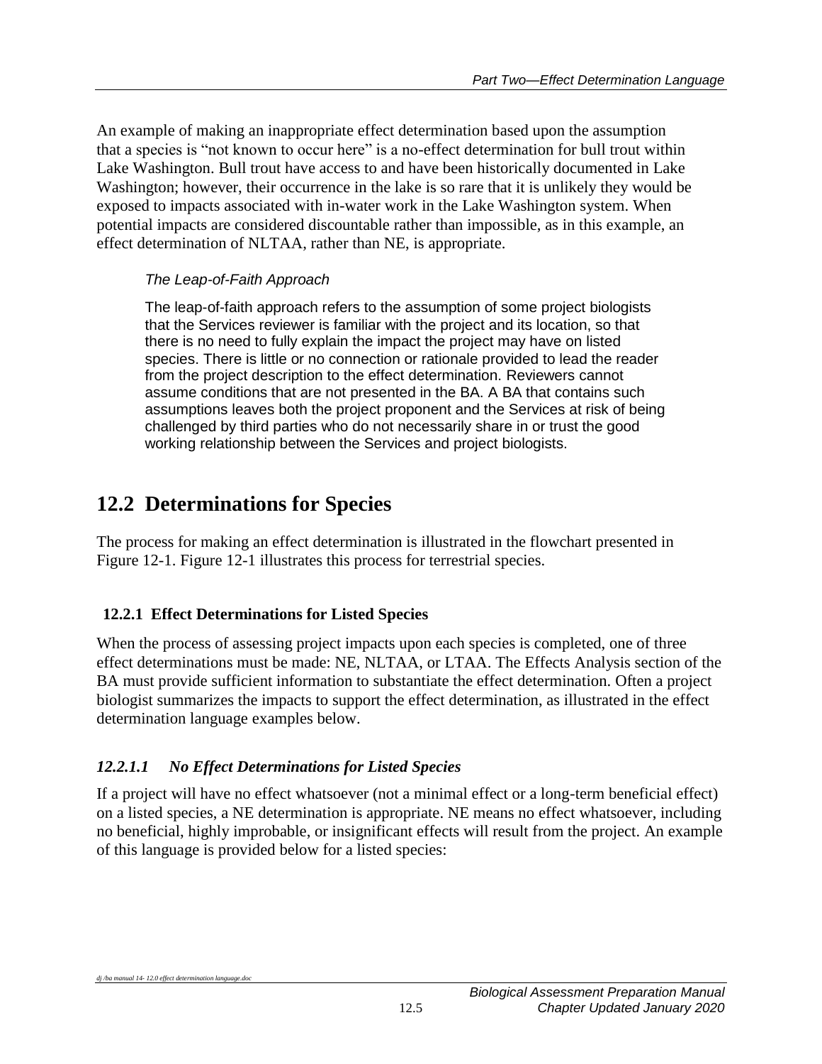An example of making an inappropriate effect determination based upon the assumption that a species is "not known to occur here" is a no-effect determination for bull trout within Lake Washington. Bull trout have access to and have been historically documented in Lake Washington; however, their occurrence in the lake is so rare that it is unlikely they would be exposed to impacts associated with in-water work in the Lake Washington system. When potential impacts are considered discountable rather than impossible, as in this example, an effect determination of NLTAA, rather than NE, is appropriate.

> *The Leap-of-Faith Approach*
>
> The leap-of-faith approach refers to the assumption of some project biologists that the Services reviewer is familiar with the project and its location, so that there is no need to fully explain the impact the project may have on listed species. There is little or no connection or rationale provided to lead the reader from the project description to the effect determination. Reviewers cannot assume conditions that are not presented in the BA. A BA that contains such assumptions leaves both the project proponent and the Services at risk of being challenged by third parties who do not necessarily share in or trust the good working relationship between the Services and project biologists.

## 12.2 Determinations for Species

The process for making an effect determination is illustrated in the flowchart presented in Figure 12-1. Figure 12-1 illustrates this process for terrestrial species.

### 12.2.1 Effect Determinations for Listed Species

When the process of assessing project impacts upon each species is completed, one of three effect determinations must be made: NE, NLTAA, or LTAA. The Effects Analysis section of the BA must provide sufficient information to substantiate the effect determination. Often a project biologist summarizes the impacts to support the effect determination, as illustrated in the effect determination language examples below.

#### *12.2.1.1 No Effect Determinations for Listed Species*

If a project will have no effect whatsoever (not a minimal effect or a long-term beneficial effect) on a listed species, a NE determination is appropriate. NE means no effect whatsoever, including no beneficial, highly improbable, or insignificant effects will result from the project. An example of this language is provided below for a listed species: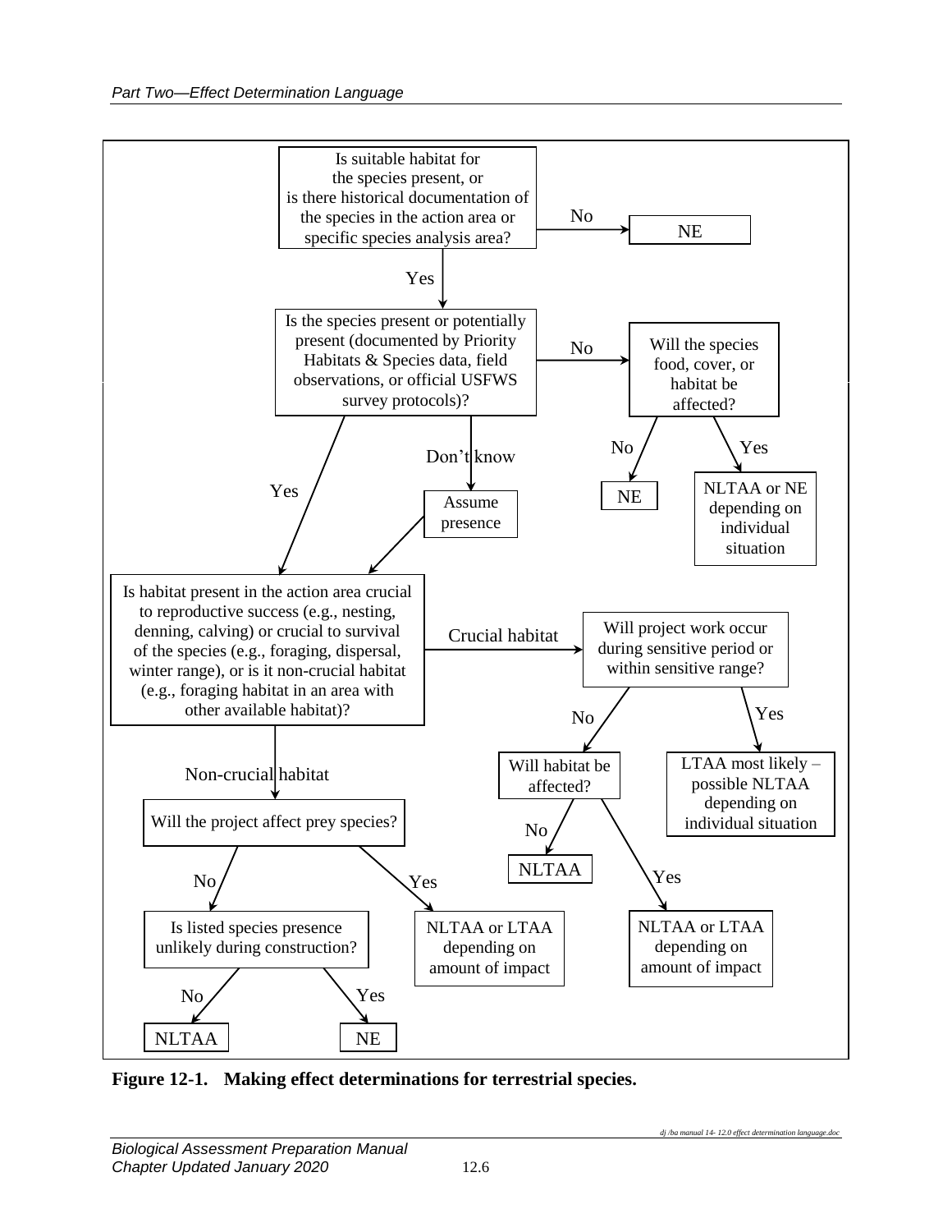Is suitable habitat for the species present, or is there historical documentation of the species in the action area or specific species analysis area?

- No → NE
- Yes → Is the species present or potentially present (documented by Priority Habitats & Species data, field observations, or official USFWS survey protocols)?
  - No → Will the species food, cover, or habitat be affected?
    - No → NE
    - Yes → NLTAA or NE depending on individual situation
  - Don't know → Assume presence → (continue to next question)
  - Yes → Is habitat present in the action area crucial to reproductive success (e.g., nesting, denning, calving) or crucial to survival of the species (e.g., foraging, dispersal, winter range), or is it non-crucial habitat (e.g., foraging habitat in an area with other available habitat)?
    - Crucial habitat → Will project work occur during sensitive period or within sensitive range?
      - No → Will habitat be affected?
        - No → NLTAA
        - Yes → NLTAA or LTAA depending on amount of impact
      - Yes → LTAA most likely – possible NLTAA depending on individual situation
    - Non-crucial habitat → Will the project affect prey species?
      - No → Is listed species presence unlikely during construction?
        - No → NLTAA
        - Yes → NE
      - Yes → NLTAA or LTAA depending on amount of impact

**Figure 12-1. Making effect determinations for terrestrial species.**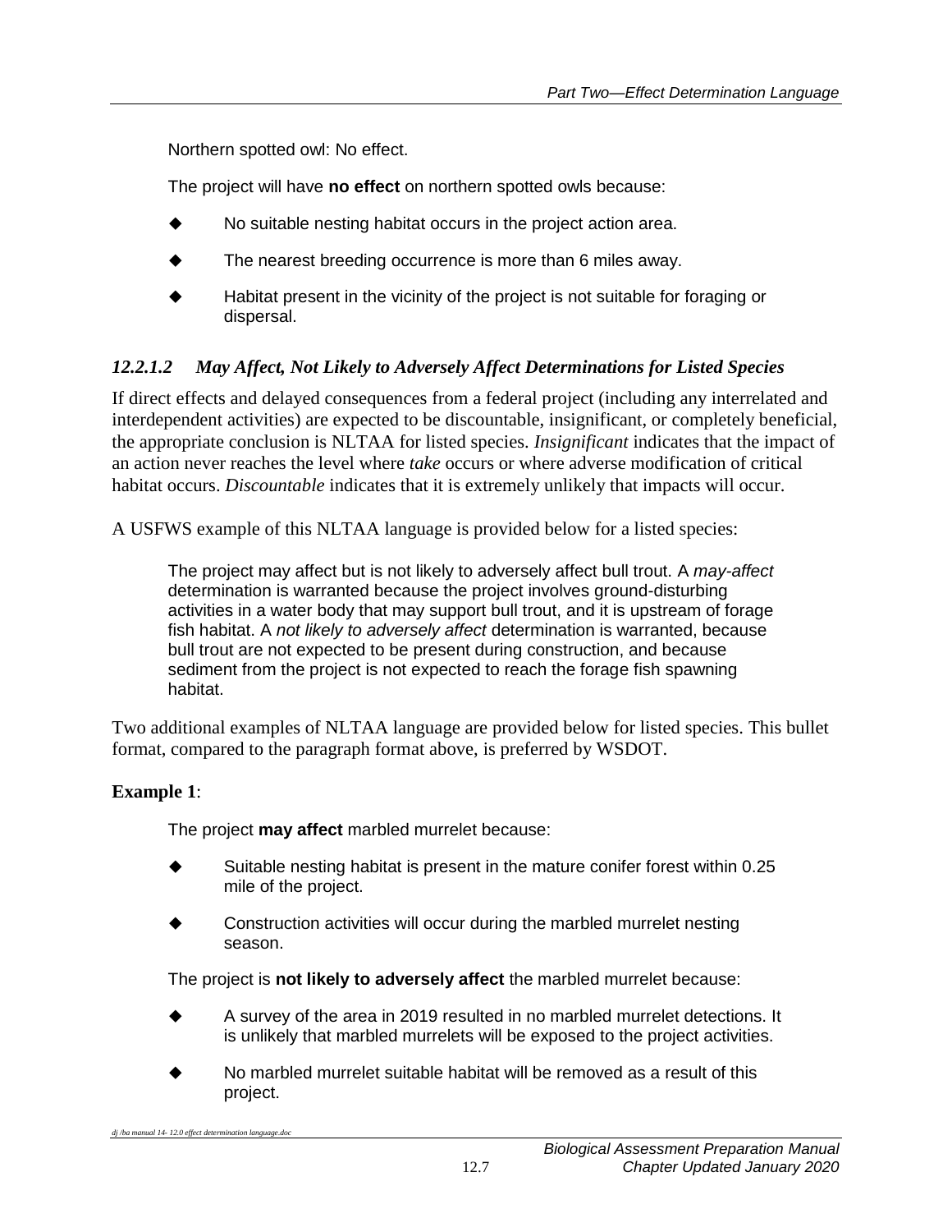Northern spotted owl: No effect.

The project will have **no effect** on northern spotted owls because:

- No suitable nesting habitat occurs in the project action area.
- The nearest breeding occurrence is more than 6 miles away.
- Habitat present in the vicinity of the project is not suitable for foraging or dispersal.

### *12.2.1.2 May Affect, Not Likely to Adversely Affect Determinations for Listed Species*

If direct effects and delayed consequences from a federal project (including any interrelated and interdependent activities) are expected to be discountable, insignificant, or completely beneficial, the appropriate conclusion is NLTAA for listed species. *Insignificant* indicates that the impact of an action never reaches the level where *take* occurs or where adverse modification of critical habitat occurs. *Discountable* indicates that it is extremely unlikely that impacts will occur.

A USFWS example of this NLTAA language is provided below for a listed species:

> The project may affect but is not likely to adversely affect bull trout. A *may-affect* determination is warranted because the project involves ground-disturbing activities in a water body that may support bull trout, and it is upstream of forage fish habitat. A *not likely to adversely affect* determination is warranted, because bull trout are not expected to be present during construction, and because sediment from the project is not expected to reach the forage fish spawning habitat.

Two additional examples of NLTAA language are provided below for listed species. This bullet format, compared to the paragraph format above, is preferred by WSDOT.

**Example 1**:

The project **may affect** marbled murrelet because:

- Suitable nesting habitat is present in the mature conifer forest within 0.25 mile of the project.
- Construction activities will occur during the marbled murrelet nesting season.

The project is **not likely to adversely affect** the marbled murrelet because:

- A survey of the area in 2019 resulted in no marbled murrelet detections. It is unlikely that marbled murrelets will be exposed to the project activities.
- No marbled murrelet suitable habitat will be removed as a result of this project.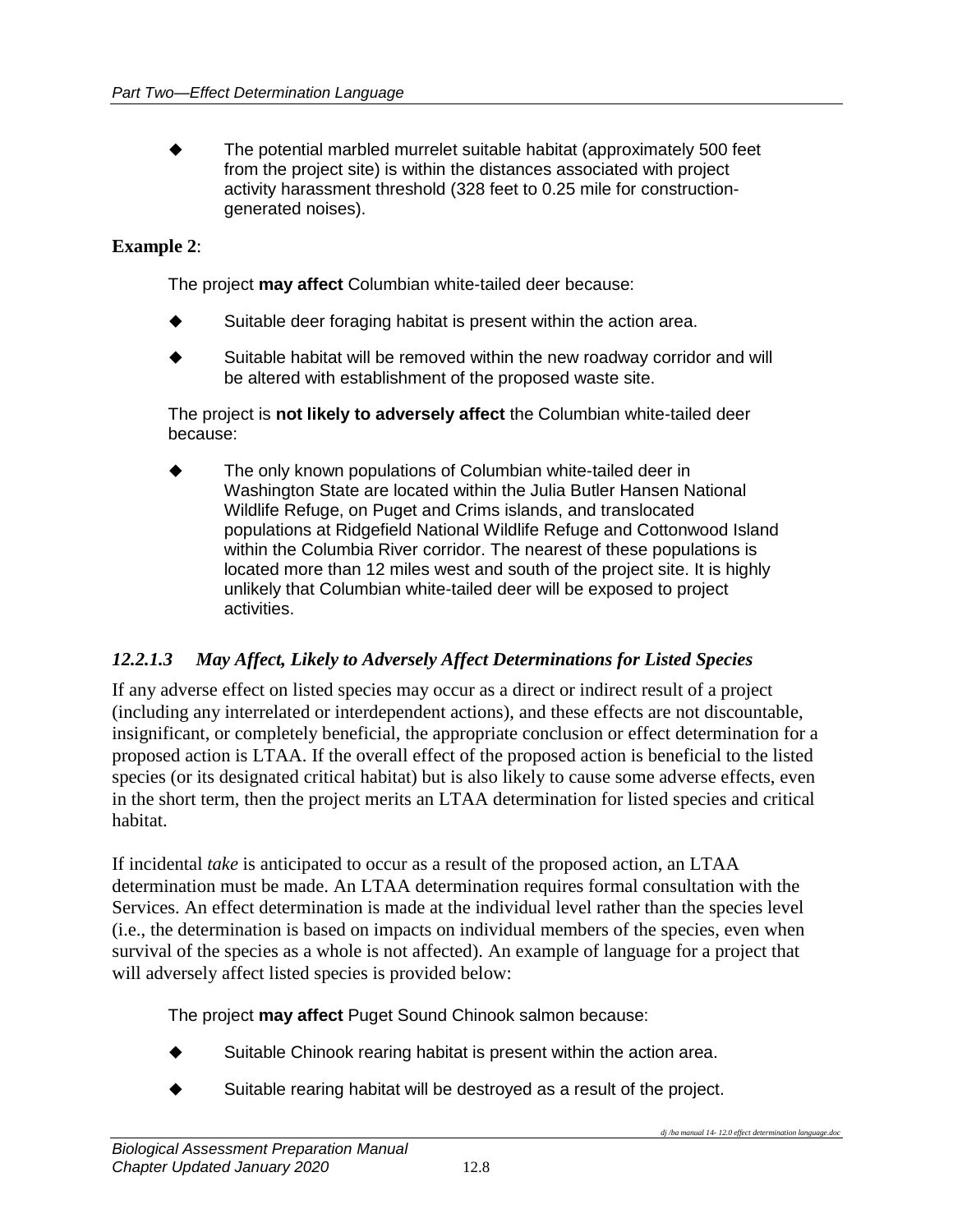- The potential marbled murrelet suitable habitat (approximately 500 feet from the project site) is within the distances associated with project activity harassment threshold (328 feet to 0.25 mile for construction-generated noises).

**Example 2**:

The project **may affect** Columbian white-tailed deer because:

- Suitable deer foraging habitat is present within the action area.
- Suitable habitat will be removed within the new roadway corridor and will be altered with establishment of the proposed waste site.

The project is **not likely to adversely affect** the Columbian white-tailed deer because:

- The only known populations of Columbian white-tailed deer in Washington State are located within the Julia Butler Hansen National Wildlife Refuge, on Puget and Crims islands, and translocated populations at Ridgefield National Wildlife Refuge and Cottonwood Island within the Columbia River corridor. The nearest of these populations is located more than 12 miles west and south of the project site. It is highly unlikely that Columbian white-tailed deer will be exposed to project activities.

#### *12.2.1.3 May Affect, Likely to Adversely Affect Determinations for Listed Species*

If any adverse effect on listed species may occur as a direct or indirect result of a project (including any interrelated or interdependent actions), and these effects are not discountable, insignificant, or completely beneficial, the appropriate conclusion or effect determination for a proposed action is LTAA. If the overall effect of the proposed action is beneficial to the listed species (or its designated critical habitat) but is also likely to cause some adverse effects, even in the short term, then the project merits an LTAA determination for listed species and critical habitat.

If incidental *take* is anticipated to occur as a result of the proposed action, an LTAA determination must be made. An LTAA determination requires formal consultation with the Services. An effect determination is made at the individual level rather than the species level (i.e., the determination is based on impacts on individual members of the species, even when survival of the species as a whole is not affected). An example of language for a project that will adversely affect listed species is provided below:

The project **may affect** Puget Sound Chinook salmon because:

- Suitable Chinook rearing habitat is present within the action area.
- Suitable rearing habitat will be destroyed as a result of the project.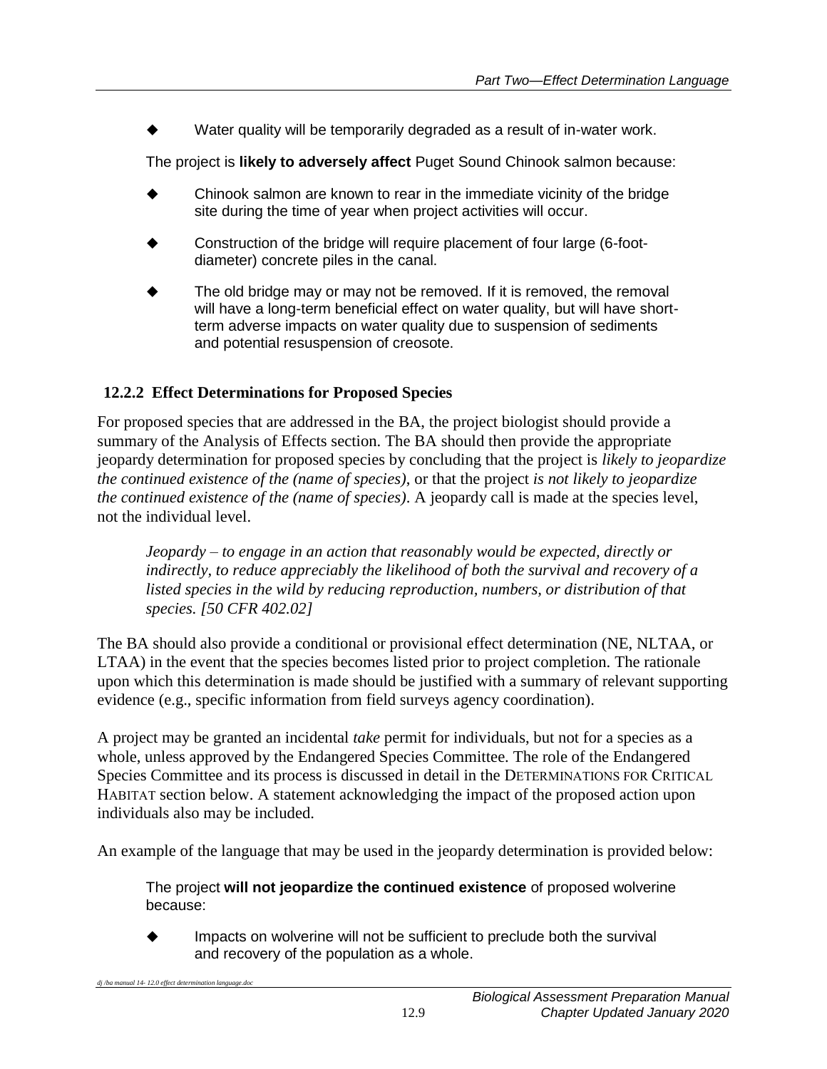- Water quality will be temporarily degraded as a result of in-water work.

The project is **likely to adversely affect** Puget Sound Chinook salmon because:

- Chinook salmon are known to rear in the immediate vicinity of the bridge site during the time of year when project activities will occur.
- Construction of the bridge will require placement of four large (6-foot-diameter) concrete piles in the canal.
- The old bridge may or may not be removed. If it is removed, the removal will have a long-term beneficial effect on water quality, but will have short-term adverse impacts on water quality due to suspension of sediments and potential resuspension of creosote.

### 12.2.2 Effect Determinations for Proposed Species

For proposed species that are addressed in the BA, the project biologist should provide a summary of the Analysis of Effects section. The BA should then provide the appropriate jeopardy determination for proposed species by concluding that the project is *likely to jeopardize the continued existence of the (name of species)*, or that the project *is not likely to jeopardize the continued existence of the (name of species)*. A jeopardy call is made at the species level, not the individual level.

> *Jeopardy – to engage in an action that reasonably would be expected, directly or indirectly, to reduce appreciably the likelihood of both the survival and recovery of a listed species in the wild by reducing reproduction, numbers, or distribution of that species. [50 CFR 402.02]*

The BA should also provide a conditional or provisional effect determination (NE, NLTAA, or LTAA) in the event that the species becomes listed prior to project completion. The rationale upon which this determination is made should be justified with a summary of relevant supporting evidence (e.g., specific information from field surveys agency coordination).

A project may be granted an incidental *take* permit for individuals, but not for a species as a whole, unless approved by the Endangered Species Committee. The role of the Endangered Species Committee and its process is discussed in detail in the DETERMINATIONS FOR CRITICAL HABITAT section below. A statement acknowledging the impact of the proposed action upon individuals also may be included.

An example of the language that may be used in the jeopardy determination is provided below:

The project **will not jeopardize the continued existence** of proposed wolverine because:

- Impacts on wolverine will not be sufficient to preclude both the survival and recovery of the population as a whole.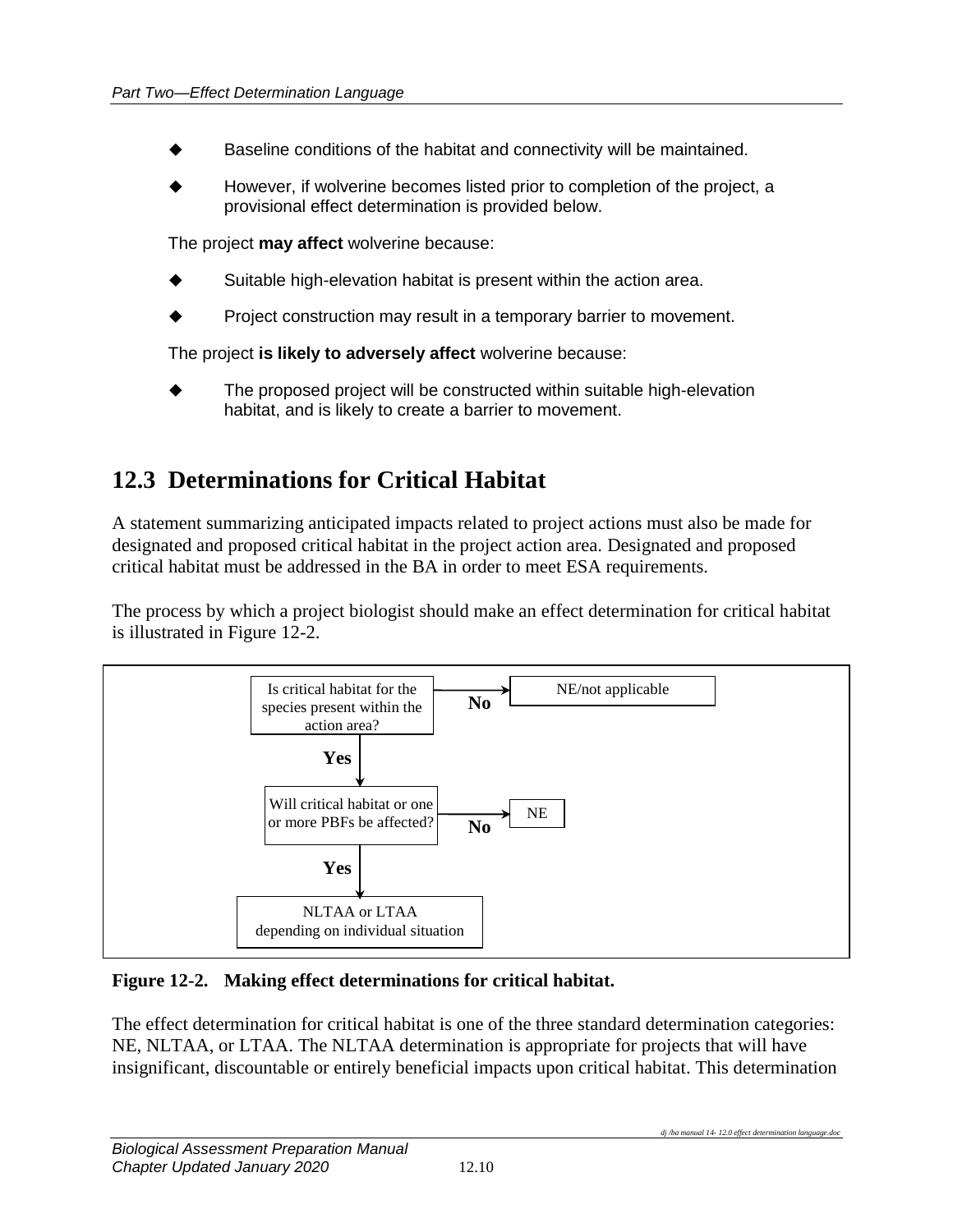- Baseline conditions of the habitat and connectivity will be maintained.
- However, if wolverine becomes listed prior to completion of the project, a provisional effect determination is provided below.

The project **may affect** wolverine because:

- Suitable high-elevation habitat is present within the action area.
- Project construction may result in a temporary barrier to movement.

The project **is likely to adversely affect** wolverine because:

- The proposed project will be constructed within suitable high-elevation habitat, and is likely to create a barrier to movement.

## 12.3 Determinations for Critical Habitat

A statement summarizing anticipated impacts related to project actions must also be made for designated and proposed critical habitat in the project action area. Designated and proposed critical habitat must be addressed in the BA in order to meet ESA requirements.

The process by which a project biologist should make an effect determination for critical habitat is illustrated in Figure 12-2.

```
Is critical habitat for the species present within the action area?
    --No--> NE/not applicable
    |
   Yes
    v
Will critical habitat or one or more PBFs be affected?
    --No--> NE
    |
   Yes
    v
NLTAA or LTAA depending on individual situation
```

**Figure 12-2. Making effect determinations for critical habitat.**

The effect determination for critical habitat is one of the three standard determination categories: NE, NLTAA, or LTAA. The NLTAA determination is appropriate for projects that will have insignificant, discountable or entirely beneficial impacts upon critical habitat. This determination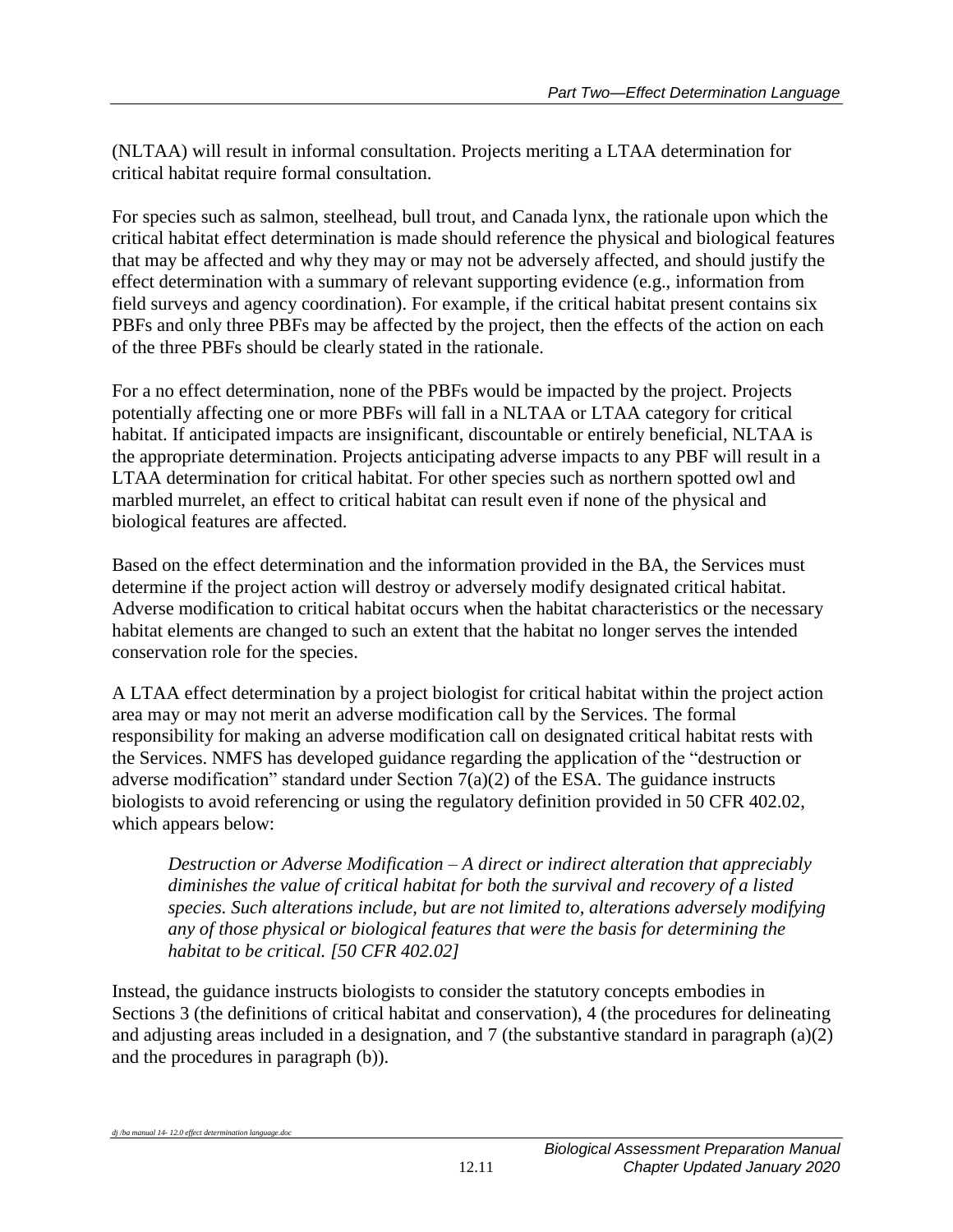(NLTAA) will result in informal consultation. Projects meriting a LTAA determination for critical habitat require formal consultation.

For species such as salmon, steelhead, bull trout, and Canada lynx, the rationale upon which the critical habitat effect determination is made should reference the physical and biological features that may be affected and why they may or may not be adversely affected, and should justify the effect determination with a summary of relevant supporting evidence (e.g., information from field surveys and agency coordination). For example, if the critical habitat present contains six PBFs and only three PBFs may be affected by the project, then the effects of the action on each of the three PBFs should be clearly stated in the rationale.

For a no effect determination, none of the PBFs would be impacted by the project. Projects potentially affecting one or more PBFs will fall in a NLTAA or LTAA category for critical habitat. If anticipated impacts are insignificant, discountable or entirely beneficial, NLTAA is the appropriate determination. Projects anticipating adverse impacts to any PBF will result in a LTAA determination for critical habitat. For other species such as northern spotted owl and marbled murrelet, an effect to critical habitat can result even if none of the physical and biological features are affected.

Based on the effect determination and the information provided in the BA, the Services must determine if the project action will destroy or adversely modify designated critical habitat. Adverse modification to critical habitat occurs when the habitat characteristics or the necessary habitat elements are changed to such an extent that the habitat no longer serves the intended conservation role for the species.

A LTAA effect determination by a project biologist for critical habitat within the project action area may or may not merit an adverse modification call by the Services. The formal responsibility for making an adverse modification call on designated critical habitat rests with the Services. NMFS has developed guidance regarding the application of the "destruction or adverse modification" standard under Section 7(a)(2) of the ESA. The guidance instructs biologists to avoid referencing or using the regulatory definition provided in 50 CFR 402.02, which appears below:

> *Destruction or Adverse Modification – A direct or indirect alteration that appreciably diminishes the value of critical habitat for both the survival and recovery of a listed species. Such alterations include, but are not limited to, alterations adversely modifying any of those physical or biological features that were the basis for determining the habitat to be critical. [50 CFR 402.02]*

Instead, the guidance instructs biologists to consider the statutory concepts embodies in Sections 3 (the definitions of critical habitat and conservation), 4 (the procedures for delineating and adjusting areas included in a designation, and 7 (the substantive standard in paragraph (a)(2) and the procedures in paragraph (b)).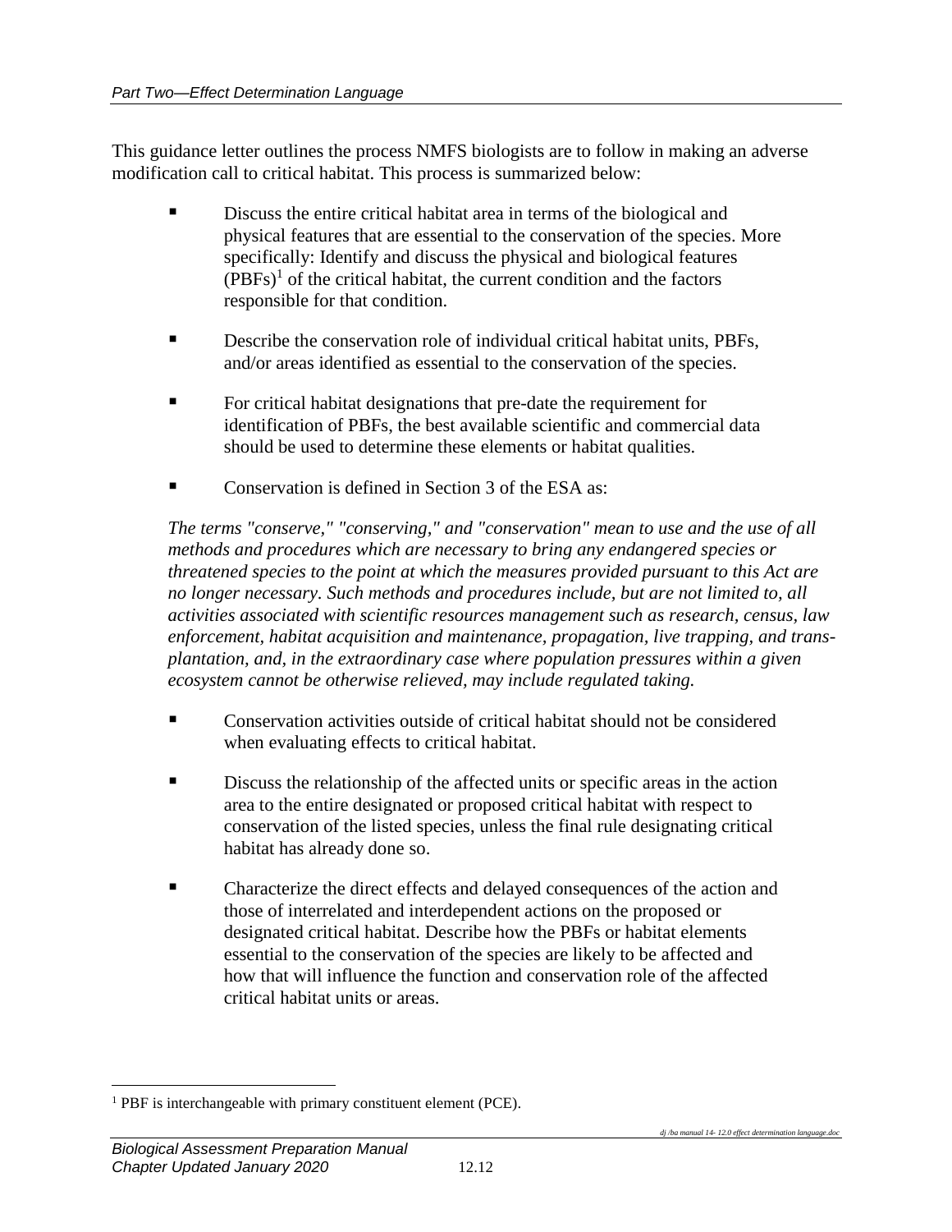This guidance letter outlines the process NMFS biologists are to follow in making an adverse modification call to critical habitat. This process is summarized below:

- Discuss the entire critical habitat area in terms of the biological and physical features that are essential to the conservation of the species. More specifically: Identify and discuss the physical and biological features (PBFs)[1] of the critical habitat, the current condition and the factors responsible for that condition.
- Describe the conservation role of individual critical habitat units, PBFs, and/or areas identified as essential to the conservation of the species.
- For critical habitat designations that pre-date the requirement for identification of PBFs, the best available scientific and commercial data should be used to determine these elements or habitat qualities.
- Conservation is defined in Section 3 of the ESA as:

*The terms "conserve," "conserving," and "conservation" mean to use and the use of all methods and procedures which are necessary to bring any endangered species or threatened species to the point at which the measures provided pursuant to this Act are no longer necessary. Such methods and procedures include, but are not limited to, all activities associated with scientific resources management such as research, census, law enforcement, habitat acquisition and maintenance, propagation, live trapping, and trans-plantation, and, in the extraordinary case where population pressures within a given ecosystem cannot be otherwise relieved, may include regulated taking.*

- Conservation activities outside of critical habitat should not be considered when evaluating effects to critical habitat.
- Discuss the relationship of the affected units or specific areas in the action area to the entire designated or proposed critical habitat with respect to conservation of the listed species, unless the final rule designating critical habitat has already done so.
- Characterize the direct effects and delayed consequences of the action and those of interrelated and interdependent actions on the proposed or designated critical habitat. Describe how the PBFs or habitat elements essential to the conservation of the species are likely to be affected and how that will influence the function and conservation role of the affected critical habitat units or areas.

[1] PBF is interchangeable with primary constituent element (PCE).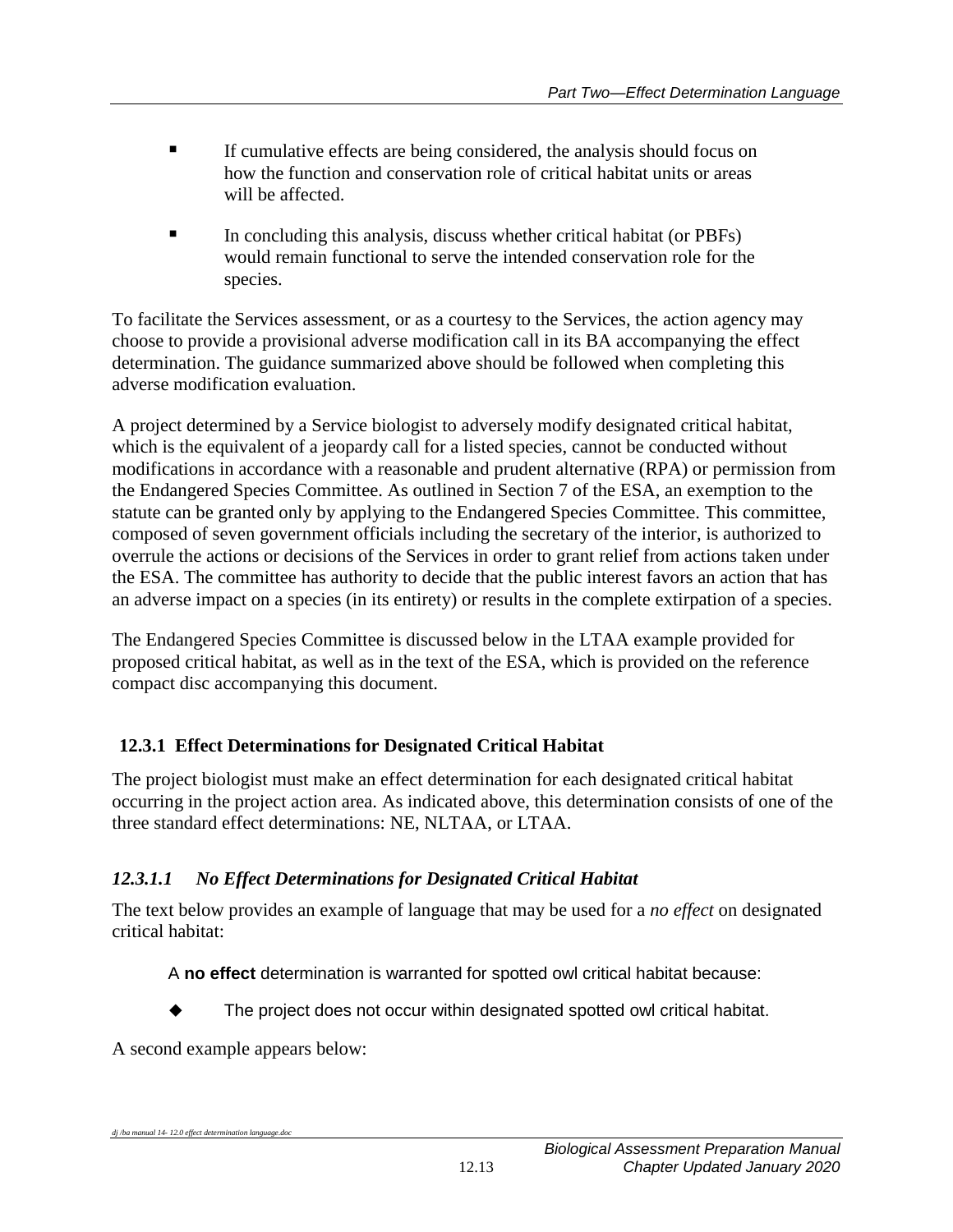- If cumulative effects are being considered, the analysis should focus on how the function and conservation role of critical habitat units or areas will be affected.
- In concluding this analysis, discuss whether critical habitat (or PBFs) would remain functional to serve the intended conservation role for the species.

To facilitate the Services assessment, or as a courtesy to the Services, the action agency may choose to provide a provisional adverse modification call in its BA accompanying the effect determination. The guidance summarized above should be followed when completing this adverse modification evaluation.

A project determined by a Service biologist to adversely modify designated critical habitat, which is the equivalent of a jeopardy call for a listed species, cannot be conducted without modifications in accordance with a reasonable and prudent alternative (RPA) or permission from the Endangered Species Committee. As outlined in Section 7 of the ESA, an exemption to the statute can be granted only by applying to the Endangered Species Committee. This committee, composed of seven government officials including the secretary of the interior, is authorized to overrule the actions or decisions of the Services in order to grant relief from actions taken under the ESA. The committee has authority to decide that the public interest favors an action that has an adverse impact on a species (in its entirety) or results in the complete extirpation of a species.

The Endangered Species Committee is discussed below in the LTAA example provided for proposed critical habitat, as well as in the text of the ESA, which is provided on the reference compact disc accompanying this document.

### 12.3.1 Effect Determinations for Designated Critical Habitat

The project biologist must make an effect determination for each designated critical habitat occurring in the project action area. As indicated above, this determination consists of one of the three standard effect determinations: NE, NLTAA, or LTAA.

#### *12.3.1.1 No Effect Determinations for Designated Critical Habitat*

The text below provides an example of language that may be used for a *no effect* on designated critical habitat:

> A **no effect** determination is warranted for spotted owl critical habitat because:
>
> - The project does not occur within designated spotted owl critical habitat.

A second example appears below: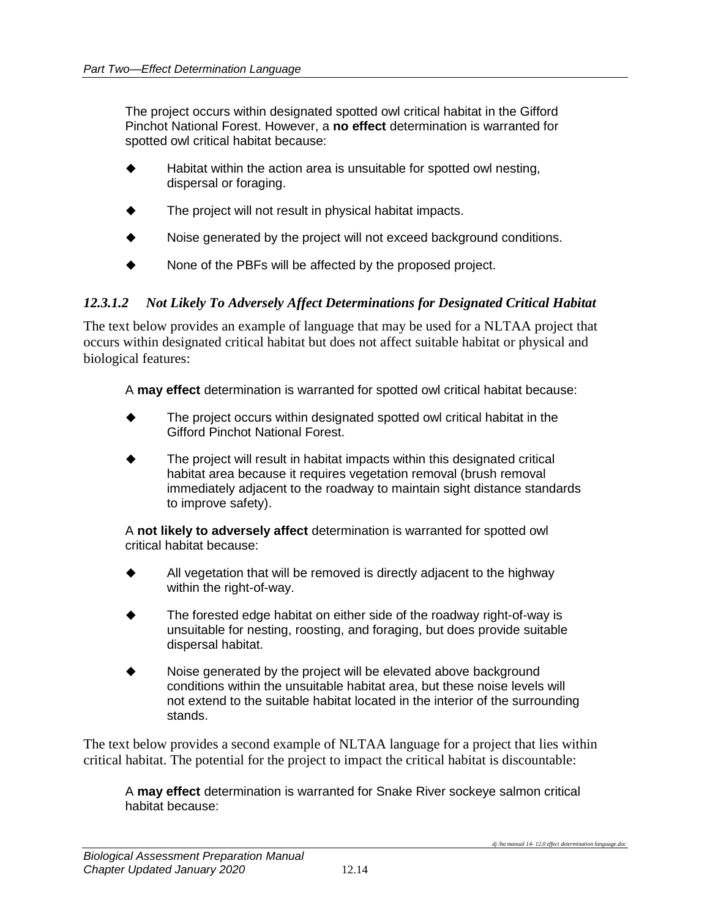The project occurs within designated spotted owl critical habitat in the Gifford Pinchot National Forest. However, a **no effect** determination is warranted for spotted owl critical habitat because:

- Habitat within the action area is unsuitable for spotted owl nesting, dispersal or foraging.
- The project will not result in physical habitat impacts.
- Noise generated by the project will not exceed background conditions.
- None of the PBFs will be affected by the proposed project.

#### *12.3.1.2 Not Likely To Adversely Affect Determinations for Designated Critical Habitat*

The text below provides an example of language that may be used for a NLTAA project that occurs within designated critical habitat but does not affect suitable habitat or physical and biological features:

A **may effect** determination is warranted for spotted owl critical habitat because:

- The project occurs within designated spotted owl critical habitat in the Gifford Pinchot National Forest.
- The project will result in habitat impacts within this designated critical habitat area because it requires vegetation removal (brush removal immediately adjacent to the roadway to maintain sight distance standards to improve safety).

A **not likely to adversely affect** determination is warranted for spotted owl critical habitat because:

- All vegetation that will be removed is directly adjacent to the highway within the right-of-way.
- The forested edge habitat on either side of the roadway right-of-way is unsuitable for nesting, roosting, and foraging, but does provide suitable dispersal habitat.
- Noise generated by the project will be elevated above background conditions within the unsuitable habitat area, but these noise levels will not extend to the suitable habitat located in the interior of the surrounding stands.

The text below provides a second example of NLTAA language for a project that lies within critical habitat. The potential for the project to impact the critical habitat is discountable:

A **may effect** determination is warranted for Snake River sockeye salmon critical habitat because: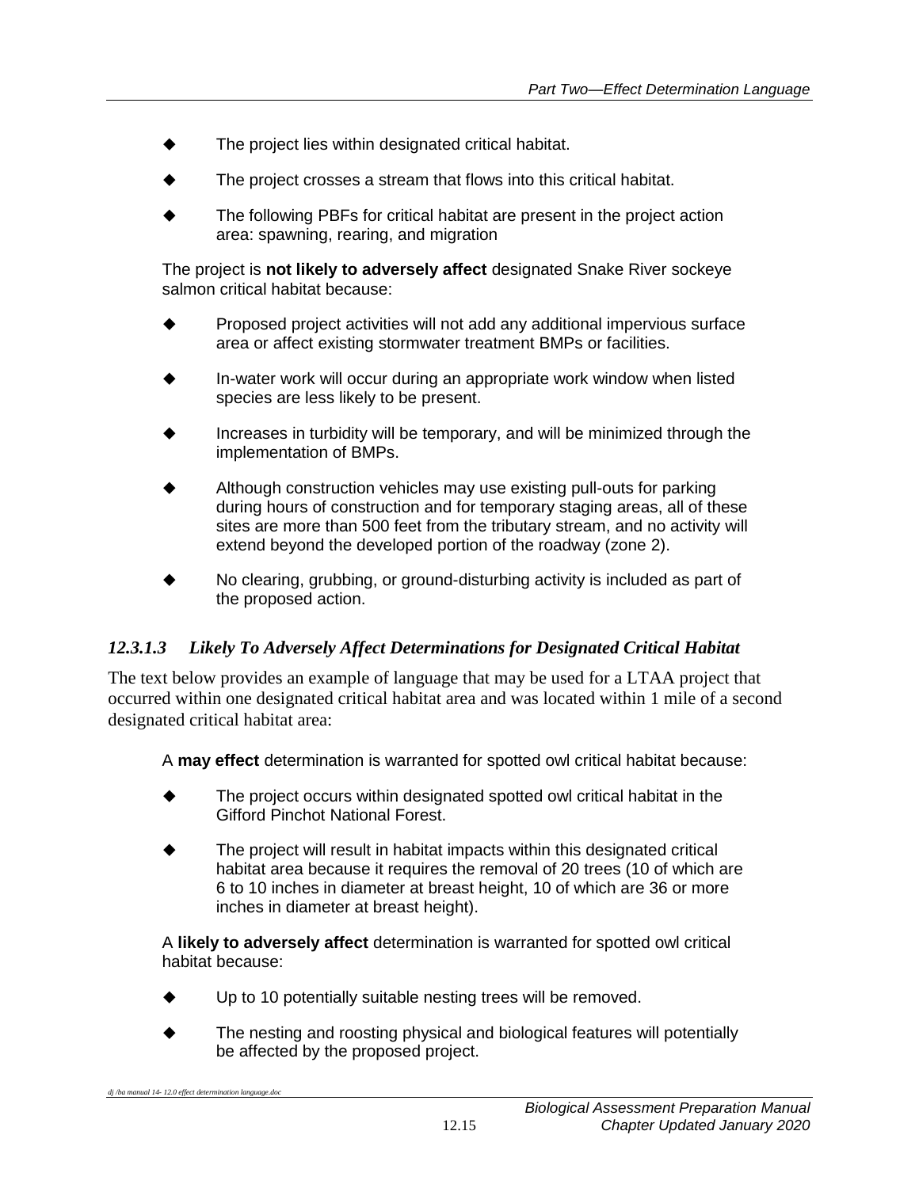- The project lies within designated critical habitat.
- The project crosses a stream that flows into this critical habitat.
- The following PBFs for critical habitat are present in the project action area: spawning, rearing, and migration

The project is **not likely to adversely affect** designated Snake River sockeye salmon critical habitat because:

- Proposed project activities will not add any additional impervious surface area or affect existing stormwater treatment BMPs or facilities.
- In-water work will occur during an appropriate work window when listed species are less likely to be present.
- Increases in turbidity will be temporary, and will be minimized through the implementation of BMPs.
- Although construction vehicles may use existing pull-outs for parking during hours of construction and for temporary staging areas, all of these sites are more than 500 feet from the tributary stream, and no activity will extend beyond the developed portion of the roadway (zone 2).
- No clearing, grubbing, or ground-disturbing activity is included as part of the proposed action.

#### *12.3.1.3 Likely To Adversely Affect Determinations for Designated Critical Habitat*

The text below provides an example of language that may be used for a LTAA project that occurred within one designated critical habitat area and was located within 1 mile of a second designated critical habitat area:

A **may effect** determination is warranted for spotted owl critical habitat because:

- The project occurs within designated spotted owl critical habitat in the Gifford Pinchot National Forest.
- The project will result in habitat impacts within this designated critical habitat area because it requires the removal of 20 trees (10 of which are 6 to 10 inches in diameter at breast height, 10 of which are 36 or more inches in diameter at breast height).

A **likely to adversely affect** determination is warranted for spotted owl critical habitat because:

- Up to 10 potentially suitable nesting trees will be removed.
- The nesting and roosting physical and biological features will potentially be affected by the proposed project.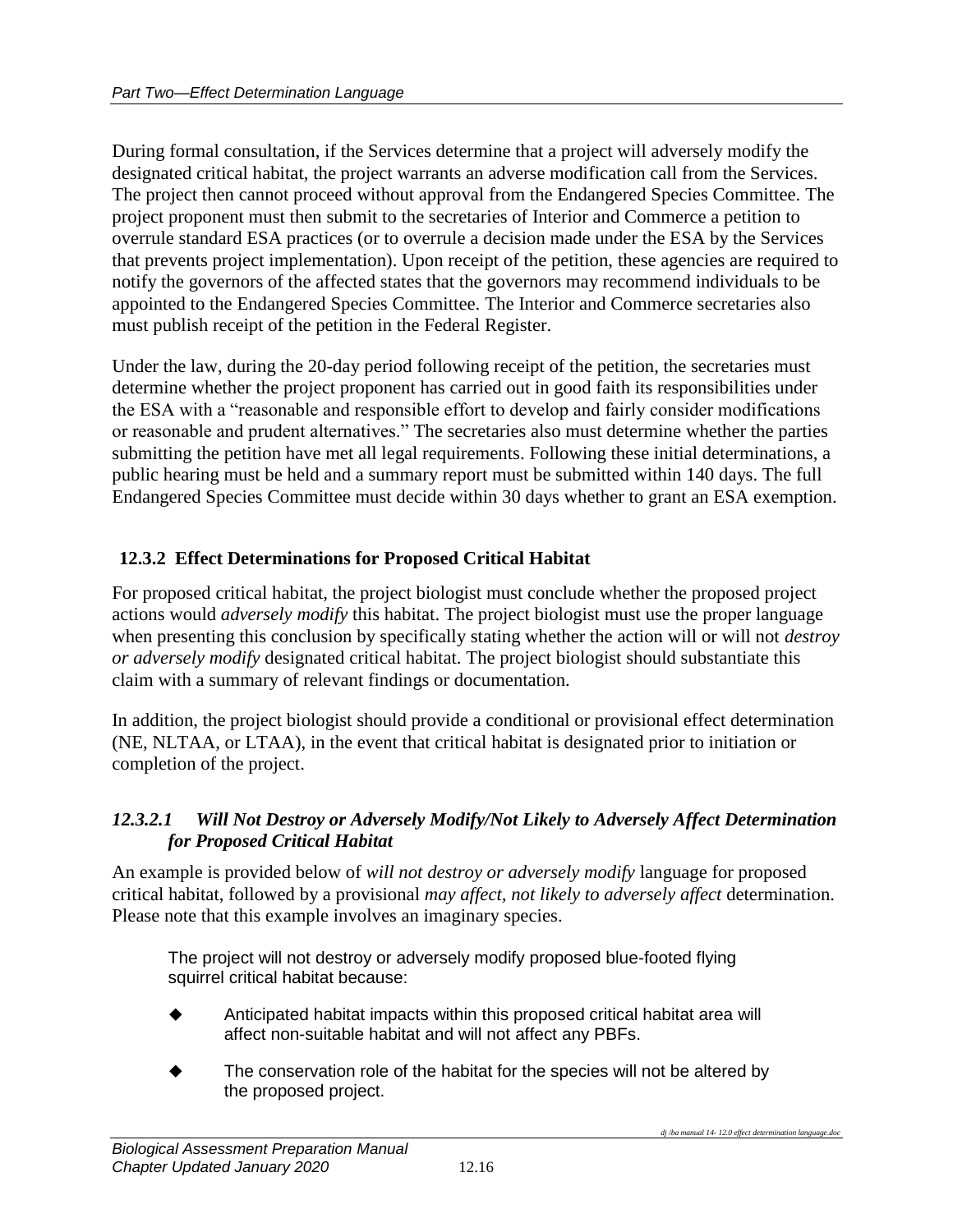During formal consultation, if the Services determine that a project will adversely modify the designated critical habitat, the project warrants an adverse modification call from the Services. The project then cannot proceed without approval from the Endangered Species Committee. The project proponent must then submit to the secretaries of Interior and Commerce a petition to overrule standard ESA practices (or to overrule a decision made under the ESA by the Services that prevents project implementation). Upon receipt of the petition, these agencies are required to notify the governors of the affected states that the governors may recommend individuals to be appointed to the Endangered Species Committee. The Interior and Commerce secretaries also must publish receipt of the petition in the Federal Register.

Under the law, during the 20-day period following receipt of the petition, the secretaries must determine whether the project proponent has carried out in good faith its responsibilities under the ESA with a "reasonable and responsible effort to develop and fairly consider modifications or reasonable and prudent alternatives." The secretaries also must determine whether the parties submitting the petition have met all legal requirements. Following these initial determinations, a public hearing must be held and a summary report must be submitted within 140 days. The full Endangered Species Committee must decide within 30 days whether to grant an ESA exemption.

### 12.3.2 Effect Determinations for Proposed Critical Habitat

For proposed critical habitat, the project biologist must conclude whether the proposed project actions would *adversely modify* this habitat. The project biologist must use the proper language when presenting this conclusion by specifically stating whether the action will or will not *destroy or adversely modify* designated critical habitat. The project biologist should substantiate this claim with a summary of relevant findings or documentation.

In addition, the project biologist should provide a conditional or provisional effect determination (NE, NLTAA, or LTAA), in the event that critical habitat is designated prior to initiation or completion of the project.

#### *12.3.2.1 Will Not Destroy or Adversely Modify/Not Likely to Adversely Affect Determination for Proposed Critical Habitat*

An example is provided below of *will not destroy or adversely modify* language for proposed critical habitat, followed by a provisional *may affect, not likely to adversely affect* determination. Please note that this example involves an imaginary species.

> The project will not destroy or adversely modify proposed blue-footed flying squirrel critical habitat because:
>
> - Anticipated habitat impacts within this proposed critical habitat area will affect non-suitable habitat and will not affect any PBFs.
> - The conservation role of the habitat for the species will not be altered by the proposed project.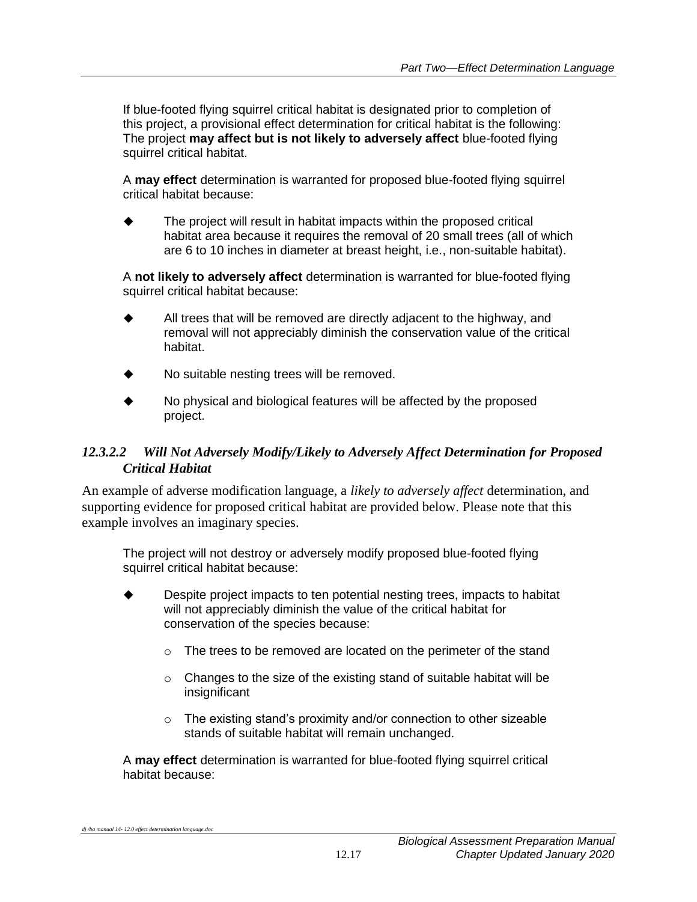If blue-footed flying squirrel critical habitat is designated prior to completion of this project, a provisional effect determination for critical habitat is the following: The project **may affect but is not likely to adversely affect** blue-footed flying squirrel critical habitat.

A **may effect** determination is warranted for proposed blue-footed flying squirrel critical habitat because:

- The project will result in habitat impacts within the proposed critical habitat area because it requires the removal of 20 small trees (all of which are 6 to 10 inches in diameter at breast height, i.e., non-suitable habitat).

A **not likely to adversely affect** determination is warranted for blue-footed flying squirrel critical habitat because:

- All trees that will be removed are directly adjacent to the highway, and removal will not appreciably diminish the conservation value of the critical habitat.
- No suitable nesting trees will be removed.
- No physical and biological features will be affected by the proposed project.

#### *12.3.2.2 Will Not Adversely Modify/Likely to Adversely Affect Determination for Proposed Critical Habitat*

An example of adverse modification language, a *likely to adversely affect* determination, and supporting evidence for proposed critical habitat are provided below. Please note that this example involves an imaginary species.

The project will not destroy or adversely modify proposed blue-footed flying squirrel critical habitat because:

- Despite project impacts to ten potential nesting trees, impacts to habitat will not appreciably diminish the value of the critical habitat for conservation of the species because:
  - The trees to be removed are located on the perimeter of the stand
  - Changes to the size of the existing stand of suitable habitat will be insignificant
  - The existing stand's proximity and/or connection to other sizeable stands of suitable habitat will remain unchanged.

A **may effect** determination is warranted for blue-footed flying squirrel critical habitat because: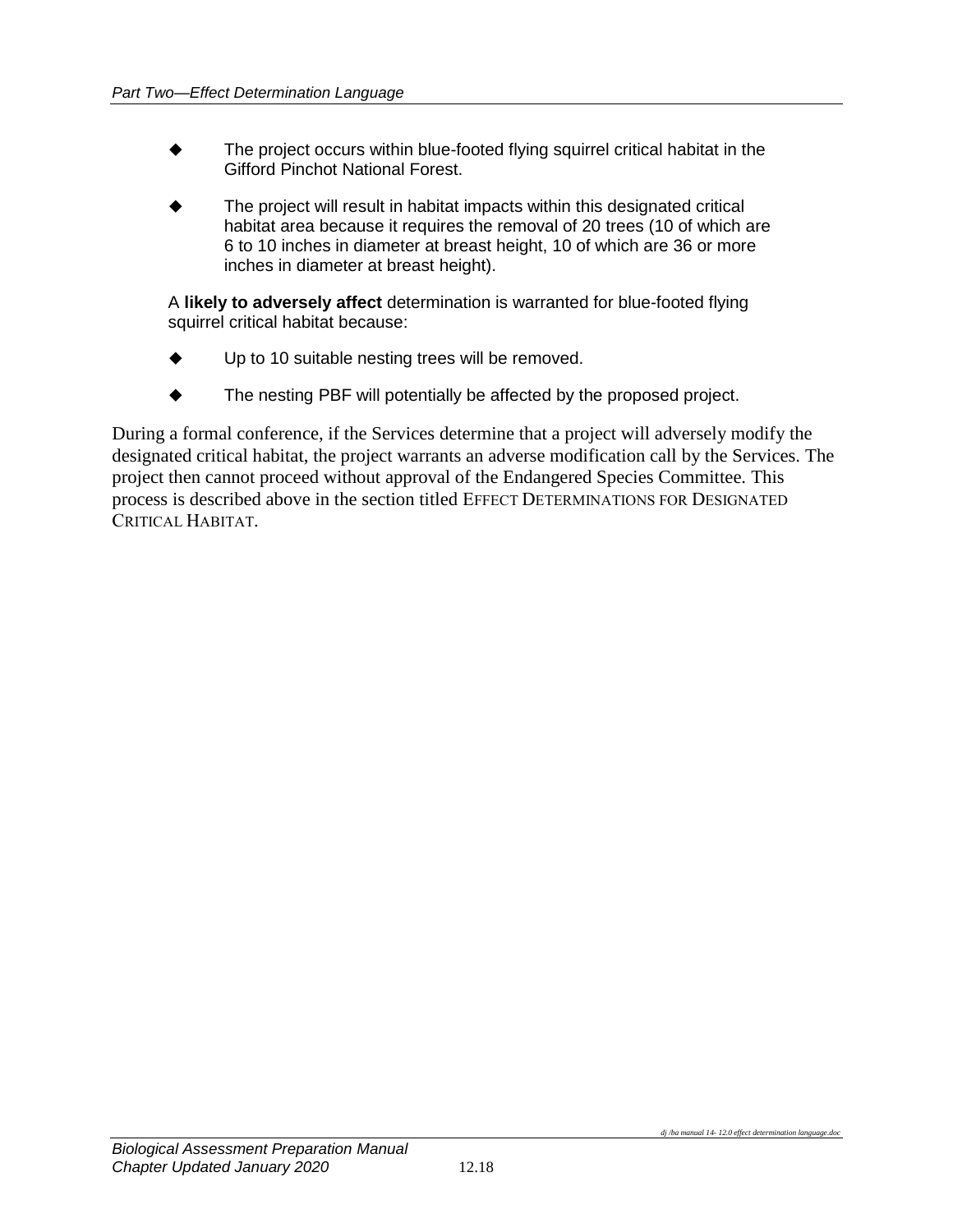- The project occurs within blue-footed flying squirrel critical habitat in the Gifford Pinchot National Forest.
- The project will result in habitat impacts within this designated critical habitat area because it requires the removal of 20 trees (10 of which are 6 to 10 inches in diameter at breast height, 10 of which are 36 or more inches in diameter at breast height).

A **likely to adversely affect** determination is warranted for blue-footed flying squirrel critical habitat because:

- Up to 10 suitable nesting trees will be removed.
- The nesting PBF will potentially be affected by the proposed project.

During a formal conference, if the Services determine that a project will adversely modify the designated critical habitat, the project warrants an adverse modification call by the Services. The project then cannot proceed without approval of the Endangered Species Committee. This process is described above in the section titled EFFECT DETERMINATIONS FOR DESIGNATED CRITICAL HABITAT.